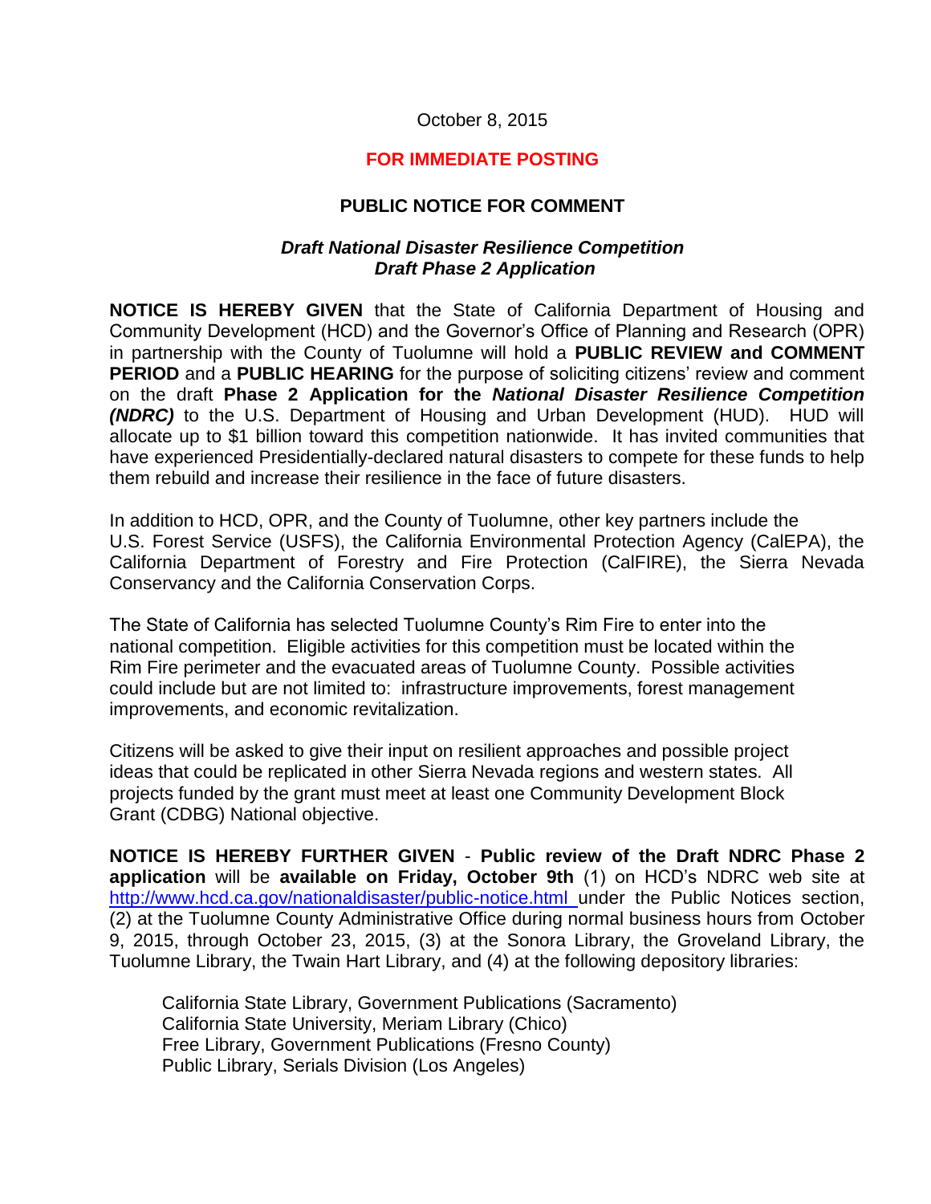October 8, 2015

**FOR IMMEDIATE POSTING**

**PUBLIC NOTICE FOR COMMENT**

***Draft National Disaster Resilience Competition***
***Draft Phase 2 Application***

**NOTICE IS HEREBY GIVEN** that the State of California Department of Housing and Community Development (HCD) and the Governor's Office of Planning and Research (OPR) in partnership with the County of Tuolumne will hold a **PUBLIC REVIEW and COMMENT PERIOD** and a **PUBLIC HEARING** for the purpose of soliciting citizens' review and comment on the draft **Phase 2 Application for the *National Disaster Resilience Competition (NDRC)*** to the U.S. Department of Housing and Urban Development (HUD). HUD will allocate up to $1 billion toward this competition nationwide. It has invited communities that have experienced Presidentially-declared natural disasters to compete for these funds to help them rebuild and increase their resilience in the face of future disasters.

In addition to HCD, OPR, and the County of Tuolumne, other key partners include the U.S. Forest Service (USFS), the California Environmental Protection Agency (CalEPA), the California Department of Forestry and Fire Protection (CalFIRE), the Sierra Nevada Conservancy and the California Conservation Corps.

The State of California has selected Tuolumne County's Rim Fire to enter into the national competition. Eligible activities for this competition must be located within the Rim Fire perimeter and the evacuated areas of Tuolumne County. Possible activities could include but are not limited to: infrastructure improvements, forest management improvements, and economic revitalization.

Citizens will be asked to give their input on resilient approaches and possible project ideas that could be replicated in other Sierra Nevada regions and western states. All projects funded by the grant must meet at least one Community Development Block Grant (CDBG) National objective.

**NOTICE IS HEREBY FURTHER GIVEN** - **Public review of the Draft NDRC Phase 2 application** will be **available on Friday, October 9th** (1) on HCD's NDRC web site at http://www.hcd.ca.gov/nationaldisaster/public-notice.html under the Public Notices section, (2) at the Tuolumne County Administrative Office during normal business hours from October 9, 2015, through October 23, 2015, (3) at the Sonora Library, the Groveland Library, the Tuolumne Library, the Twain Hart Library, and (4) at the following depository libraries:

California State Library, Government Publications (Sacramento)
California State University, Meriam Library (Chico)
Free Library, Government Publications (Fresno County)
Public Library, Serials Division (Los Angeles)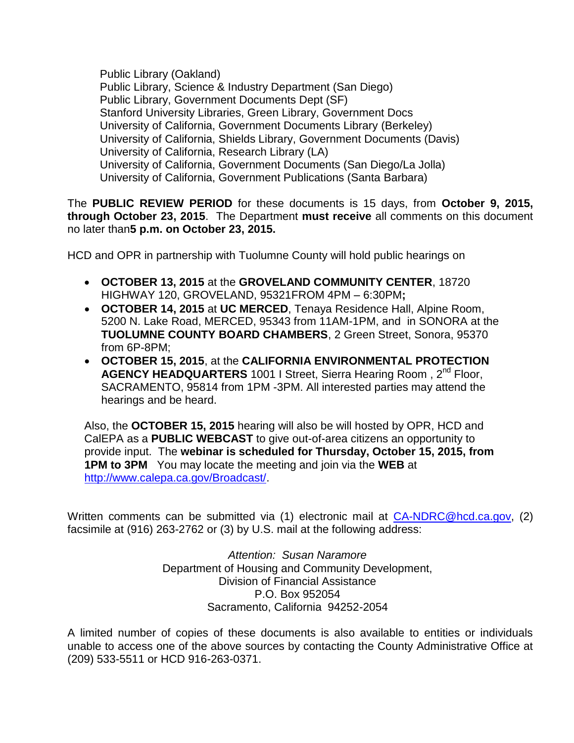Public Library (Oakland)
Public Library, Science & Industry Department (San Diego)
Public Library, Government Documents Dept (SF)
Stanford University Libraries, Green Library, Government Docs
University of California, Government Documents Library (Berkeley)
University of California, Shields Library, Government Documents (Davis)
University of California, Research Library (LA)
University of California, Government Documents (San Diego/La Jolla)
University of California, Government Publications (Santa Barbara)

The **PUBLIC REVIEW PERIOD** for these documents is 15 days, from **October 9, 2015, through October 23, 2015**. The Department **must receive** all comments on this document no later than**5 p.m. on October 23, 2015.**

HCD and OPR in partnership with Tuolumne County will hold public hearings on

- **OCTOBER 13, 2015** at the **GROVELAND COMMUNITY CENTER**, 18720 HIGHWAY 120, GROVELAND, 95321FROM 4PM – 6:30PM**;**
- **OCTOBER 14, 2015** at **UC MERCED**, Tenaya Residence Hall, Alpine Room, 5200 N. Lake Road, MERCED, 95343 from 11AM-1PM, and in SONORA at the **TUOLUMNE COUNTY BOARD CHAMBERS**, 2 Green Street, Sonora, 95370 from 6P-8PM;
- **OCTOBER 15, 2015**, at the **CALIFORNIA ENVIRONMENTAL PROTECTION AGENCY HEADQUARTERS** 1001 I Street, Sierra Hearing Room , 2nd Floor, SACRAMENTO, 95814 from 1PM -3PM. All interested parties may attend the hearings and be heard.

Also, the **OCTOBER 15, 2015** hearing will also be will hosted by OPR, HCD and CalEPA as a **PUBLIC WEBCAST** to give out-of-area citizens an opportunity to provide input. The **webinar is scheduled for Thursday, October 15, 2015, from 1PM to 3PM** You may locate the meeting and join via the **WEB** at [http://www.calepa.ca.gov/Broadcast/](http://www.calepa.ca.gov/Broadcast/).

Written comments can be submitted via (1) electronic mail at CA-NDRC@hcd.ca.gov, (2) facsimile at (916) 263-2762 or (3) by U.S. mail at the following address:

*Attention: Susan Naramore*
Department of Housing and Community Development,
Division of Financial Assistance
P.O. Box 952054
Sacramento, California 94252-2054

A limited number of copies of these documents is also available to entities or individuals unable to access one of the above sources by contacting the County Administrative Office at (209) 533-5511 or HCD 916-263-0371.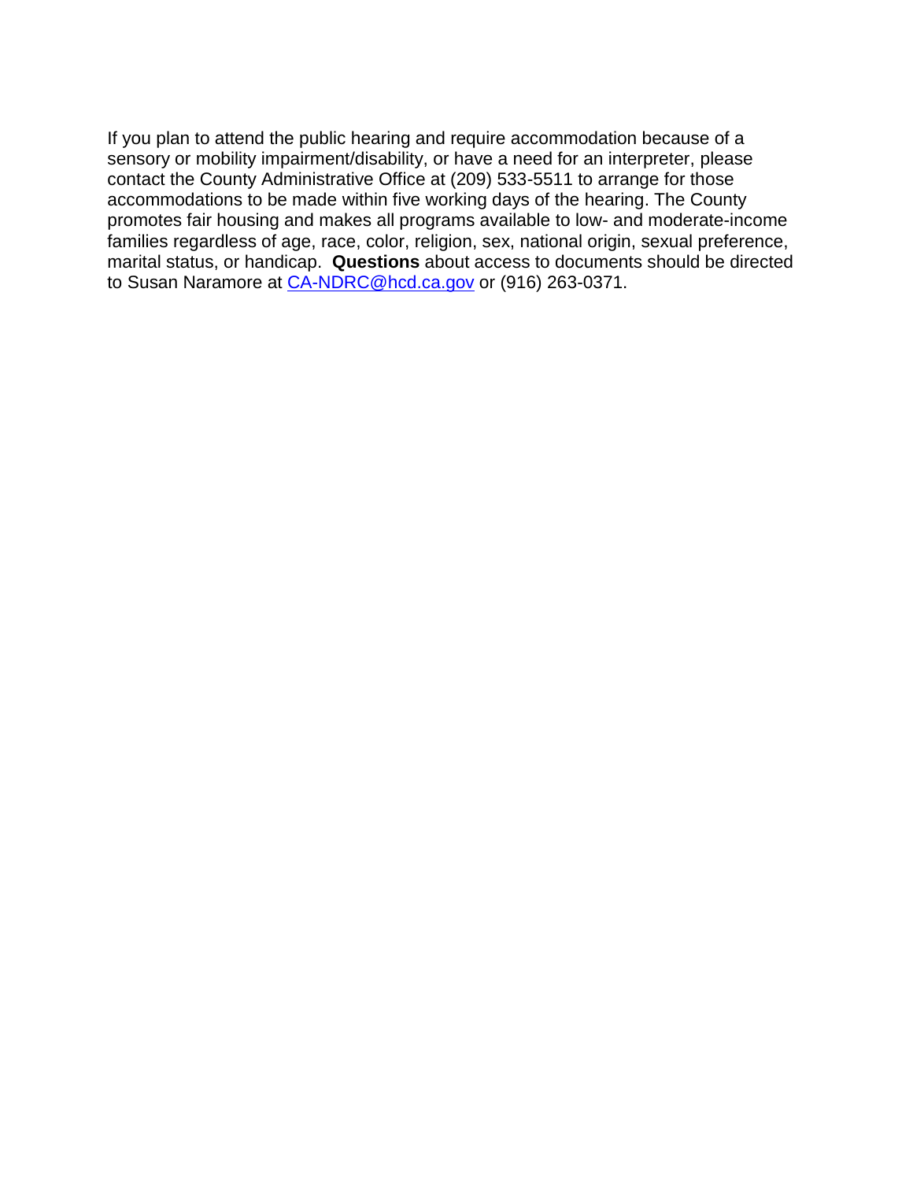If you plan to attend the public hearing and require accommodation because of a sensory or mobility impairment/disability, or have a need for an interpreter, please contact the County Administrative Office at (209) 533-5511 to arrange for those accommodations to be made within five working days of the hearing. The County promotes fair housing and makes all programs available to low- and moderate-income families regardless of age, race, color, religion, sex, national origin, sexual preference, marital status, or handicap. **Questions** about access to documents should be directed to Susan Naramore at CA-NDRC@hcd.ca.gov or (916) 263-0371.